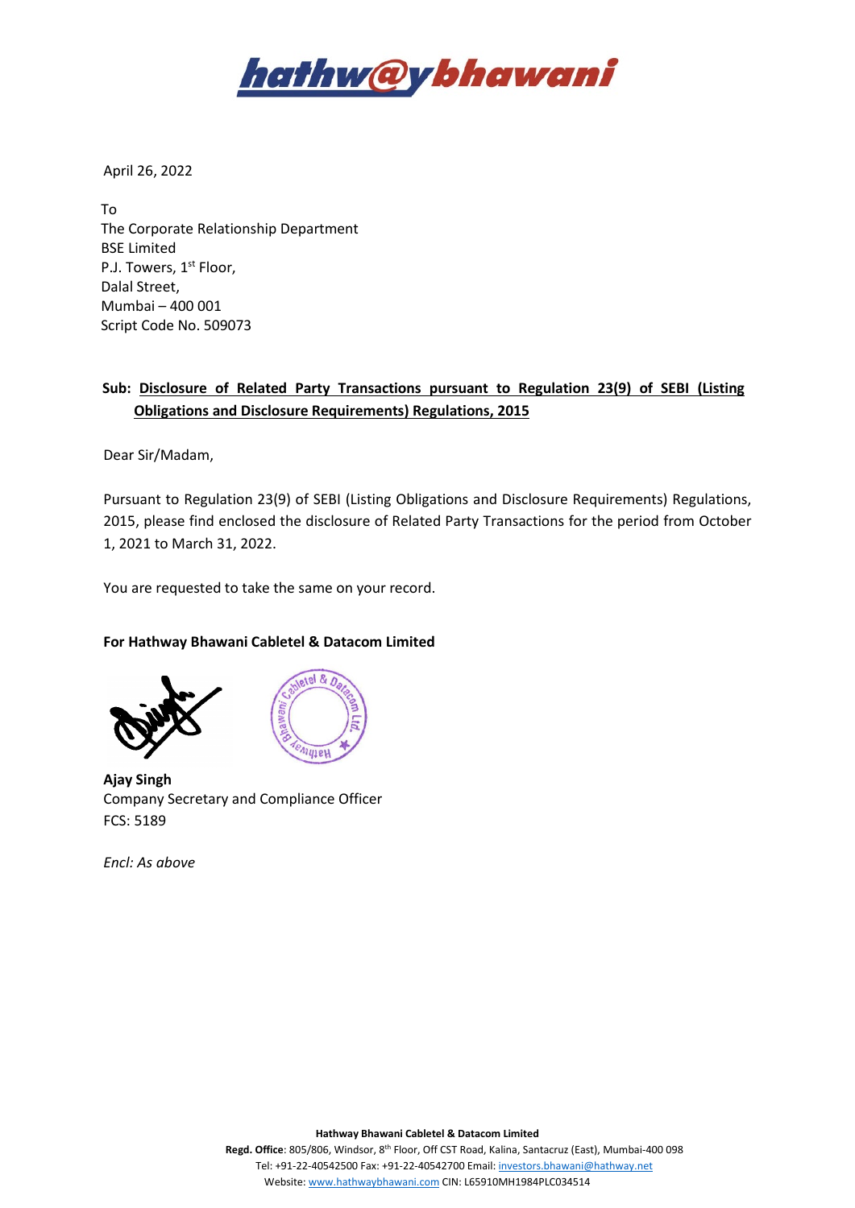April 26, 2022

To
The Corporate Relationship Department
BSE Limited
P.J. Towers, 1st Floor,
Dalal Street,
Mumbai – 400 001
Script Code No. 509073

**Sub: Disclosure of Related Party Transactions pursuant to Regulation 23(9) of SEBI (Listing Obligations and Disclosure Requirements) Regulations, 2015**

Dear Sir/Madam,

Pursuant to Regulation 23(9) of SEBI (Listing Obligations and Disclosure Requirements) Regulations, 2015, please find enclosed the disclosure of Related Party Transactions for the period from October 1, 2021 to March 31, 2022.

You are requested to take the same on your record.

**For Hathway Bhawani Cabletel & Datacom Limited**

**Ajay Singh**
Company Secretary and Compliance Officer
FCS: 5189

*Encl: As above*

**Hathway Bhawani Cabletel & Datacom Limited**
**Regd. Office**: 805/806, Windsor, 8th Floor, Off CST Road, Kalina, Santacruz (East), Mumbai-400 098
Tel: +91-22-40542500 Fax: +91-22-40542700 Email: investors.bhawani@hathway.net
Website: www.hathwaybhawani.com CIN: L65910MH1984PLC034514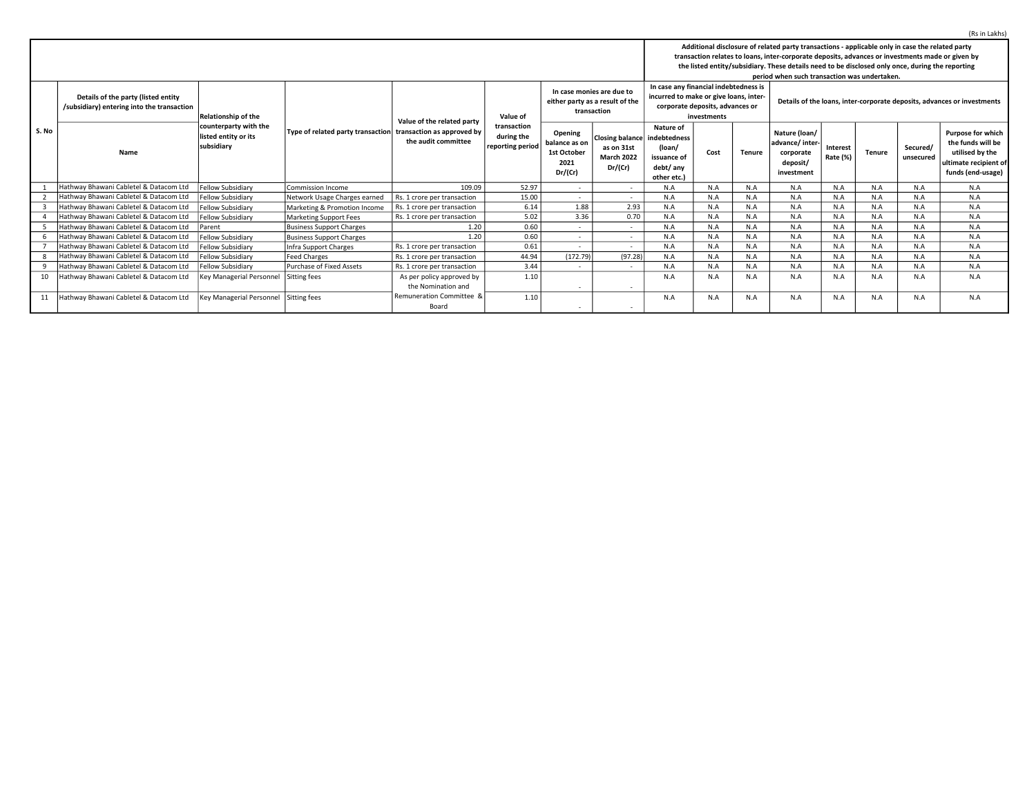(Rs in Lakhs)

| S. No | Details of the party (listed entity /subsidiary) entering into the transaction | Relationship of the counterparty with the listed entity or its subsidiary | Type of related party transaction | Value of the related party transaction as approved by the audit committee | Value of transaction during the reporting period | In case monies are due to either party as a result of the transaction | | Additional disclosure of related party transactions - applicable only in case the related party transaction relates to loans, inter-corporate deposits, advances or investments made or given by the listed entity/subsidiary. These details need to be disclosed only once, during the reporting period when such transaction was undertaken. | | | | | | | |
|---|---|---|---|---|---|---|---|---|---|---|---|---|---|---|---|
| | | | | | | | | In case any financial indebtedness is incurred to make or give loans, inter-corporate deposits, advances or investments | | | Details of the loans, inter-corporate deposits, advances or investments | | | | |
| | Name | | | | | Opening balance as on 1st October 2021 Dr/(Cr) | Closing balance as on 31st March 2022 Dr/(Cr) | Nature of indebtedness (loan/ issuance of debt/ any other etc.) | Cost | Tenure | Nature (loan/ advance/ inter-corporate deposit/ investment | Interest Rate (%) | Tenure | Secured/ unsecured | Purpose for which the funds will be utilised by the ultimate recipient of funds (end-usage) |
| 1 | Hathway Bhawani Cabletel & Datacom Ltd | Fellow Subsidiary | Commission Income | 109.09 | 52.97 | - | - | N.A | N.A | N.A | N.A | N.A | N.A | N.A | N.A |
| 2 | Hathway Bhawani Cabletel & Datacom Ltd | Fellow Subsidiary | Network Usage Charges earned | Rs. 1 crore per transaction | 15.00 | - | - | N.A | N.A | N.A | N.A | N.A | N.A | N.A | N.A |
| 3 | Hathway Bhawani Cabletel & Datacom Ltd | Fellow Subsidiary | Marketing & Promotion Income | Rs. 1 crore per transaction | 6.14 | 1.88 | 2.93 | N.A | N.A | N.A | N.A | N.A | N.A | N.A | N.A |
| 4 | Hathway Bhawani Cabletel & Datacom Ltd | Fellow Subsidiary | Marketing Support Fees | Rs. 1 crore per transaction | 5.02 | 3.36 | 0.70 | N.A | N.A | N.A | N.A | N.A | N.A | N.A | N.A |
| 5 | Hathway Bhawani Cabletel & Datacom Ltd | Parent | Business Support Charges | 1.20 | 0.60 | - | - | N.A | N.A | N.A | N.A | N.A | N.A | N.A | N.A |
| 6 | Hathway Bhawani Cabletel & Datacom Ltd | Fellow Subsidiary | Business Support Charges | 1.20 | 0.60 | - | - | N.A | N.A | N.A | N.A | N.A | N.A | N.A | N.A |
| 7 | Hathway Bhawani Cabletel & Datacom Ltd | Fellow Subsidiary | Infra Support Charges | Rs. 1 crore per transaction | 0.61 | - | - | N.A | N.A | N.A | N.A | N.A | N.A | N.A | N.A |
| 8 | Hathway Bhawani Cabletel & Datacom Ltd | Fellow Subsidiary | Feed Charges | Rs. 1 crore per transaction | 44.94 | (172.79) | (97.28) | N.A | N.A | N.A | N.A | N.A | N.A | N.A | N.A |
| 9 | Hathway Bhawani Cabletel & Datacom Ltd | Fellow Subsidiary | Purchase of Fixed Assets | Rs. 1 crore per transaction | 3.44 | - | - | N.A | N.A | N.A | N.A | N.A | N.A | N.A | N.A |
| 10 | Hathway Bhawani Cabletel & Datacom Ltd | Key Managerial Personnel | Sitting fees | As per policy approved by the Nomination and Remuneration Committee & Board | 1.10 | - | - | N.A | N.A | N.A | N.A | N.A | N.A | N.A | N.A |
| 11 | Hathway Bhawani Cabletel & Datacom Ltd | Key Managerial Personnel | Sitting fees | | 1.10 | - | - | N.A | N.A | N.A | N.A | N.A | N.A | N.A | N.A |